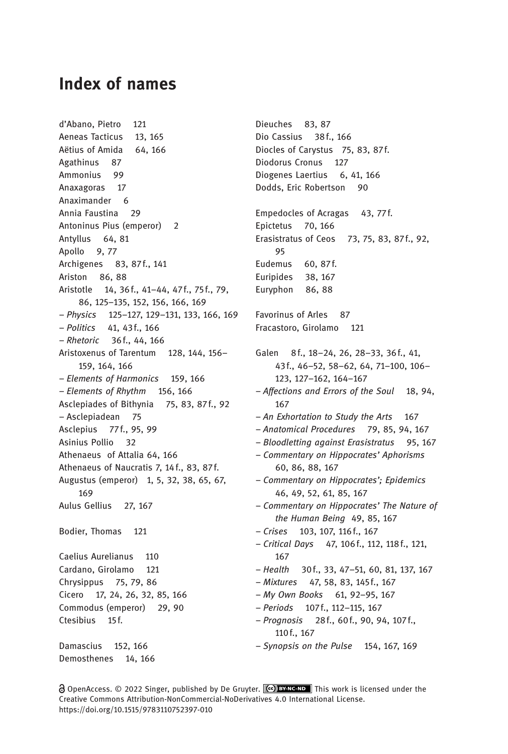# Index of names

d'Abano, Pietro 121
Aeneas Tacticus 13, 165
Aëtius of Amida 64, 166
Agathinus 87
Ammonius 99
Anaxagoras 17
Anaximander 6
Annia Faustina 29
Antoninus Pius (emperor) 2
Antyllus 64, 81
Apollo 9, 77
Archigenes 83, 87 f., 141
Ariston 86, 88
Aristotle 14, 36 f., 41–44, 47 f., 75 f., 79, 86, 125–135, 152, 156, 166, 169
– *Physics* 125–127, 129–131, 133, 166, 169
– *Politics* 41, 43 f., 166
– *Rhetoric* 36 f., 44, 166
Aristoxenus of Tarentum 128, 144, 156–159, 164, 166
– *Elements of Harmonics* 159, 166
– *Elements of Rhythm* 156, 166
Asclepiades of Bithynia 75, 83, 87 f., 92
– Asclepiadean 75
Asclepius 77 f., 95, 99
Asinius Pollio 32
Athenaeus of Attalia 64, 166
Athenaeus of Naucratis 7, 14 f., 83, 87 f.
Augustus (emperor) 1, 5, 32, 38, 65, 67, 169
Aulus Gellius 27, 167

Bodier, Thomas 121

Caelius Aurelianus 110
Cardano, Girolamo 121
Chrysippus 75, 79, 86
Cicero 17, 24, 26, 32, 85, 166
Commodus (emperor) 29, 90
Ctesibius 15 f.

Damascius 152, 166
Demosthenes 14, 166
Dieuches 83, 87
Dio Cassius 38 f., 166
Diocles of Carystus 75, 83, 87 f.
Diodorus Cronus 127
Diogenes Laertius 6, 41, 166
Dodds, Eric Robertson 90

Empedocles of Acragas 43, 77 f.
Epictetus 70, 166
Erasistratus of Ceos 73, 75, 83, 87 f., 92, 95
Eudemus 60, 87 f.
Euripides 38, 167
Euryphon 86, 88

Favorinus of Arles 87
Fracastoro, Girolamo 121

Galen 8 f., 18–24, 26, 28–33, 36 f., 41, 43 f., 46–52, 58–62, 64, 71–100, 106–123, 127–162, 164–167
– *Affections and Errors of the Soul* 18, 94, 167
– *An Exhortation to Study the Arts* 167
– *Anatomical Procedures* 79, 85, 94, 167
– *Bloodletting against Erasistratus* 95, 167
– *Commentary on Hippocrates' Aphorisms* 60, 86, 88, 167
– *Commentary on Hippocrates'; Epidemics* 46, 49, 52, 61, 85, 167
– *Commentary on Hippocrates' The Nature of the Human Being* 49, 85, 167
– *Crises* 103, 107, 116 f., 167
– *Critical Days* 47, 106 f., 112, 118 f., 121, 167
– *Health* 30 f., 33, 47–51, 60, 81, 137, 167
– *Mixtures* 47, 58, 83, 145 f., 167
– *My Own Books* 61, 92–95, 167
– *Periods* 107 f., 112–115, 167
– *Prognosis* 28 f., 60 f., 90, 94, 107 f., 110 f., 167
– *Synopsis on the Pulse* 154, 167, 169

OpenAccess. © 2022 Singer, published by De Gruyter. This work is licensed under the Creative Commons Attribution-NonCommercial-NoDerivatives 4.0 International License. https://doi.org/10.1515/9783110752397-010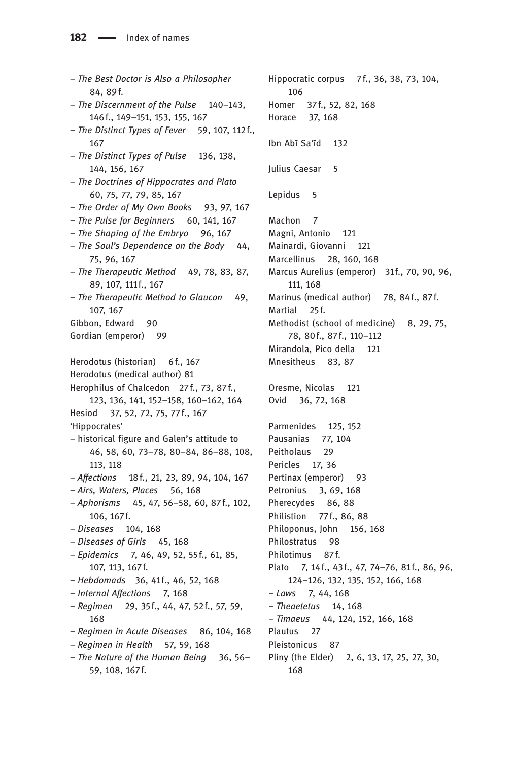– *The Best Doctor is Also a Philosopher* 84, 89 f.
– *The Discernment of the Pulse* 140–143, 146 f., 149–151, 153, 155, 167
– *The Distinct Types of Fever* 59, 107, 112 f., 167
– *The Distinct Types of Pulse* 136, 138, 144, 156, 167
– *The Doctrines of Hippocrates and Plato* 60, 75, 77, 79, 85, 167
– *The Order of My Own Books* 93, 97, 167
– *The Pulse for Beginners* 60, 141, 167
– *The Shaping of the Embryo* 96, 167
– *The Soul's Dependence on the Body* 44, 75, 96, 167
– *The Therapeutic Method* 49, 78, 83, 87, 89, 107, 111 f., 167
– *The Therapeutic Method to Glaucon* 49, 107, 167

Gibbon, Edward 90
Gordian (emperor) 99

Herodotus (historian) 6 f., 167
Herodotus (medical author) 81
Herophilus of Chalcedon 27 f., 73, 87 f., 123, 136, 141, 152–158, 160–162, 164
Hesiod 37, 52, 72, 75, 77 f., 167
'Hippocrates'
– historical figure and Galen's attitude to 46, 58, 60, 73–78, 80–84, 86–88, 108, 113, 118
– *Affections* 18 f., 21, 23, 89, 94, 104, 167
– *Airs, Waters, Places* 56, 168
– *Aphorisms* 45, 47, 56–58, 60, 87 f., 102, 106, 167 f.
– *Diseases* 104, 168
– *Diseases of Girls* 45, 168
– *Epidemics* 7, 46, 49, 52, 55 f., 61, 85, 107, 113, 167 f.
– *Hebdomads* 36, 41 f., 46, 52, 168
– *Internal Affections* 7, 168
– *Regimen* 29, 35 f., 44, 47, 52 f., 57, 59, 168
– *Regimen in Acute Diseases* 86, 104, 168
– *Regimen in Health* 57, 59, 168
– *The Nature of the Human Being* 36, 56–59, 108, 167 f.

Hippocratic corpus 7 f., 36, 38, 73, 104, 106
Homer 37 f., 52, 82, 168
Horace 37, 168

Ibn Abī Saʿīd 132

Julius Caesar 5

Lepidus 5

Machon 7
Magni, Antonio 121
Mainardi, Giovanni 121
Marcellinus 28, 160, 168
Marcus Aurelius (emperor) 31 f., 70, 90, 96, 111, 168
Marinus (medical author) 78, 84 f., 87 f.
Martial 25 f.
Methodist (school of medicine) 8, 29, 75, 78, 80 f., 87 f., 110–112
Mirandola, Pico della 121
Mnesitheus 83, 87

Oresme, Nicolas 121
Ovid 36, 72, 168

Parmenides 125, 152
Pausanias 77, 104
Peitholaus 29
Pericles 17, 36
Pertinax (emperor) 93
Petronius 3, 69, 168
Pherecydes 86, 88
Philistion 77 f., 86, 88
Philoponus, John 156, 168
Philostratus 98
Philotimus 87 f.
Plato 7, 14 f., 43 f., 47, 74–76, 81 f., 86, 96, 124–126, 132, 135, 152, 166, 168
– *Laws* 7, 44, 168
– *Theaetetus* 14, 168
– *Timaeus* 44, 124, 152, 166, 168

Plautus 27
Pleistonicus 87
Pliny (the Elder) 2, 6, 13, 17, 25, 27, 30, 168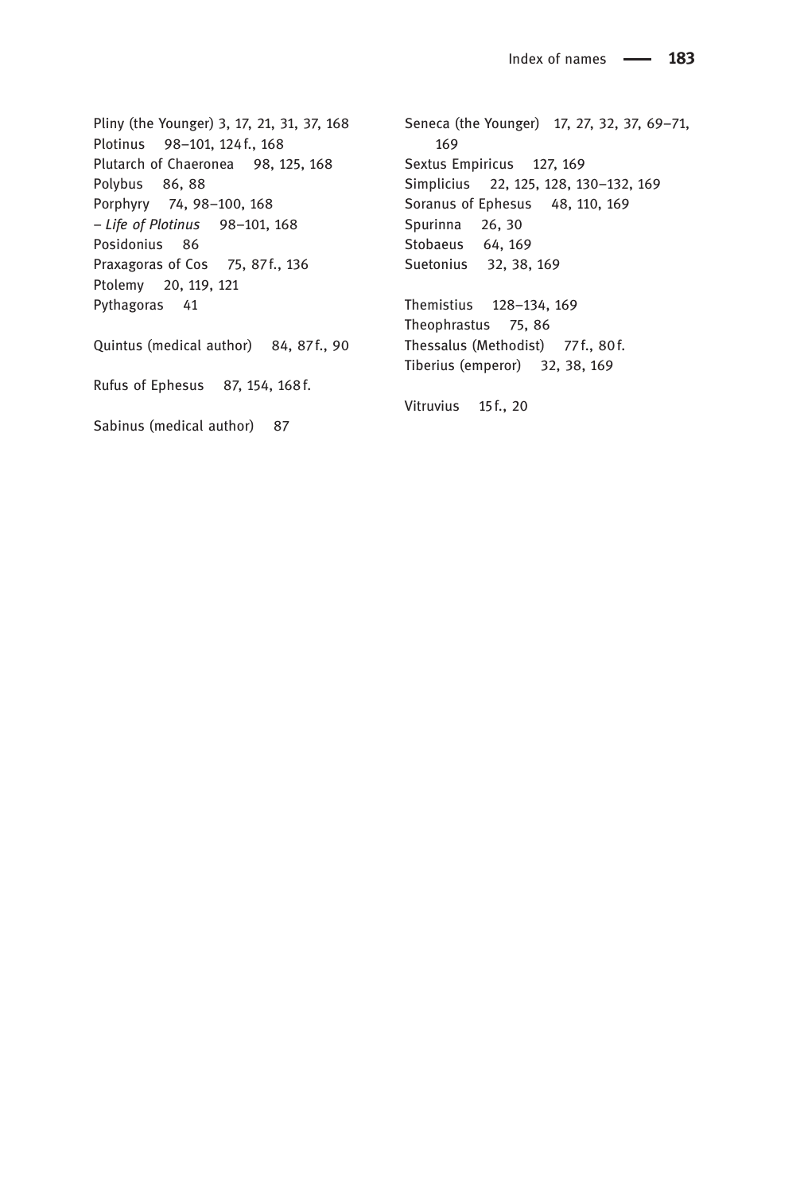Pliny (the Younger) 3, 17, 21, 31, 37, 168
Plotinus 98–101, 124 f., 168
Plutarch of Chaeronea 98, 125, 168
Polybus 86, 88
Porphyry 74, 98–100, 168
– *Life of Plotinus* 98–101, 168
Posidonius 86
Praxagoras of Cos 75, 87 f., 136
Ptolemy 20, 119, 121
Pythagoras 41

Quintus (medical author) 84, 87 f., 90

Rufus of Ephesus 87, 154, 168 f.

Sabinus (medical author) 87
Seneca (the Younger) 17, 27, 32, 37, 69–71, 169
Sextus Empiricus 127, 169
Simplicius 22, 125, 128, 130–132, 169
Soranus of Ephesus 48, 110, 169
Spurinna 26, 30
Stobaeus 64, 169
Suetonius 32, 38, 169

Themistius 128–134, 169
Theophrastus 75, 86
Thessalus (Methodist) 77 f., 80 f.
Tiberius (emperor) 32, 38, 169

Vitruvius 15 f., 20